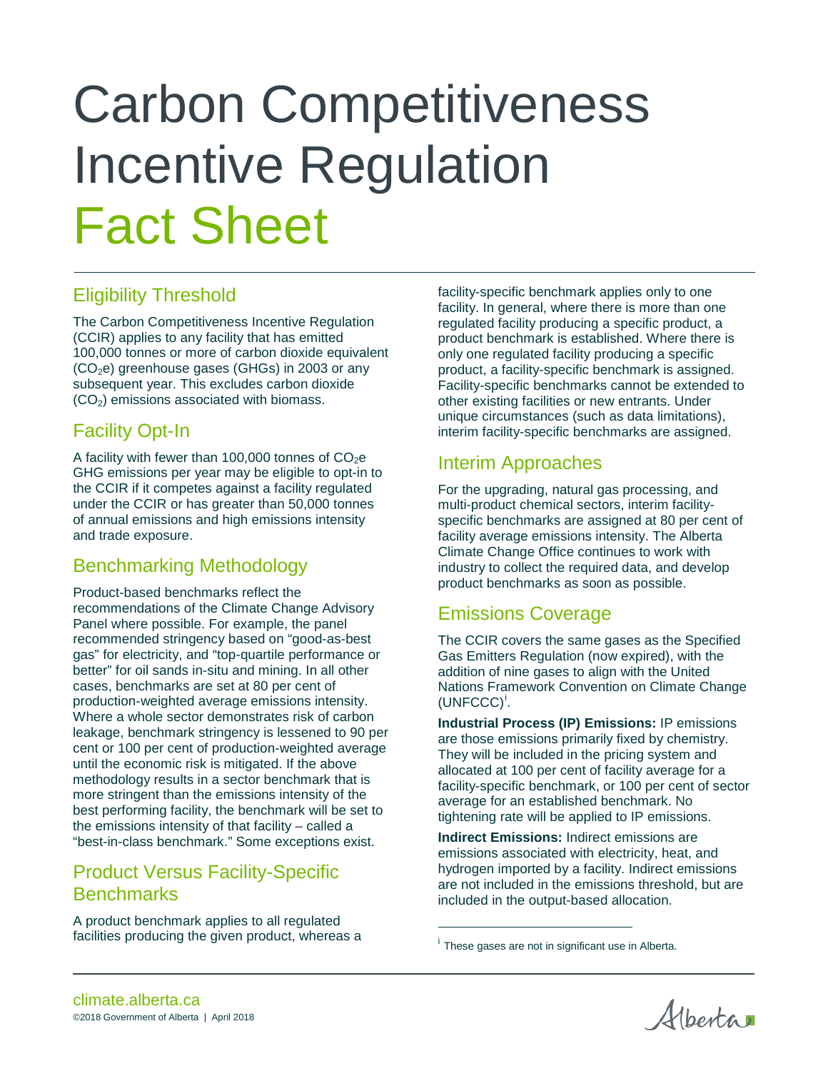# Carbon Competitiveness Incentive Regulation Fact Sheet

## Eligibility Threshold

The Carbon Competitiveness Incentive Regulation (CCIR) applies to any facility that has emitted 100,000 tonnes or more of carbon dioxide equivalent ($CO_2e$) greenhouse gases (GHGs) in 2003 or any subsequent year. This excludes carbon dioxide ($CO_2$) emissions associated with biomass.

## Facility Opt-In

A facility with fewer than 100,000 tonnes of $CO_2e$ GHG emissions per year may be eligible to opt-in to the CCIR if it competes against a facility regulated under the CCIR or has greater than 50,000 tonnes of annual emissions and high emissions intensity and trade exposure.

## Benchmarking Methodology

Product-based benchmarks reflect the recommendations of the Climate Change Advisory Panel where possible. For example, the panel recommended stringency based on "good-as-best gas" for electricity, and "top-quartile performance or better" for oil sands in-situ and mining. In all other cases, benchmarks are set at 80 per cent of production-weighted average emissions intensity. Where a whole sector demonstrates risk of carbon leakage, benchmark stringency is lessened to 90 per cent or 100 per cent of production-weighted average until the economic risk is mitigated. If the above methodology results in a sector benchmark that is more stringent than the emissions intensity of the best performing facility, the benchmark will be set to the emissions intensity of that facility – called a "best-in-class benchmark." Some exceptions exist.

## Product Versus Facility-Specific Benchmarks

A product benchmark applies to all regulated facilities producing the given product, whereas a facility-specific benchmark applies only to one facility. In general, where there is more than one regulated facility producing a specific product, a product benchmark is established. Where there is only one regulated facility producing a specific product, a facility-specific benchmark is assigned. Facility-specific benchmarks cannot be extended to other existing facilities or new entrants. Under unique circumstances (such as data limitations), interim facility-specific benchmarks are assigned.

## Interim Approaches

For the upgrading, natural gas processing, and multi-product chemical sectors, interim facility-specific benchmarks are assigned at 80 per cent of facility average emissions intensity. The Alberta Climate Change Office continues to work with industry to collect the required data, and develop product benchmarks as soon as possible.

## Emissions Coverage

The CCIR covers the same gases as the Specified Gas Emitters Regulation (now expired), with the addition of nine gases to align with the United Nations Framework Convention on Climate Change (UNFCCC)[i].

**Industrial Process (IP) Emissions:** IP emissions are those emissions primarily fixed by chemistry. They will be included in the pricing system and allocated at 100 per cent of facility average for a facility-specific benchmark, or 100 per cent of sector average for an established benchmark. No tightening rate will be applied to IP emissions.

**Indirect Emissions:** Indirect emissions are emissions associated with electricity, heat, and hydrogen imported by a facility. Indirect emissions are not included in the emissions threshold, but are included in the output-based allocation.

[i] These gases are not in significant use in Alberta.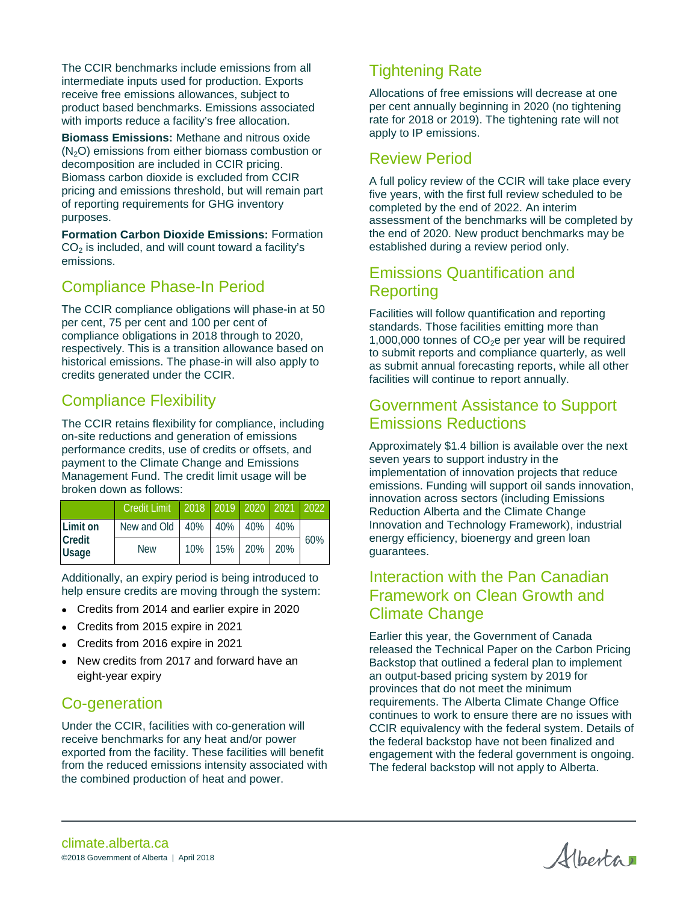The CCIR benchmarks include emissions from all intermediate inputs used for production. Exports receive free emissions allowances, subject to product based benchmarks. Emissions associated with imports reduce a facility's free allocation.

**Biomass Emissions:** Methane and nitrous oxide ($N_2O$) emissions from either biomass combustion or decomposition are included in CCIR pricing. Biomass carbon dioxide is excluded from CCIR pricing and emissions threshold, but will remain part of reporting requirements for GHG inventory purposes.

**Formation Carbon Dioxide Emissions:** Formation $CO_2$ is included, and will count toward a facility's emissions.

## Compliance Phase-In Period

The CCIR compliance obligations will phase-in at 50 per cent, 75 per cent and 100 per cent of compliance obligations in 2018 through to 2020, respectively. This is a transition allowance based on historical emissions. The phase-in will also apply to credits generated under the CCIR.

## Compliance Flexibility

The CCIR retains flexibility for compliance, including on-site reductions and generation of emissions performance credits, use of credits or offsets, and payment to the Climate Change and Emissions Management Fund. The credit limit usage will be broken down as follows:

| | Credit Limit | 2018 | 2019 | 2020 | 2021 | 2022 |
|---|---|---|---|---|---|---|
| **Limit on Credit Usage** | New and Old | 40% | 40% | 40% | 40% | 60% |
| | New | 10% | 15% | 20% | 20% | |

Additionally, an expiry period is being introduced to help ensure credits are moving through the system:

- Credits from 2014 and earlier expire in 2020
- Credits from 2015 expire in 2021
- Credits from 2016 expire in 2021
- New credits from 2017 and forward have an eight-year expiry

## Co-generation

Under the CCIR, facilities with co-generation will receive benchmarks for any heat and/or power exported from the facility. These facilities will benefit from the reduced emissions intensity associated with the combined production of heat and power.

## Tightening Rate

Allocations of free emissions will decrease at one per cent annually beginning in 2020 (no tightening rate for 2018 or 2019). The tightening rate will not apply to IP emissions.

## Review Period

A full policy review of the CCIR will take place every five years, with the first full review scheduled to be completed by the end of 2022. An interim assessment of the benchmarks will be completed by the end of 2020. New product benchmarks may be established during a review period only.

## Emissions Quantification and Reporting

Facilities will follow quantification and reporting standards. Those facilities emitting more than 1,000,000 tonnes of $CO_2e$ per year will be required to submit reports and compliance quarterly, as well as submit annual forecasting reports, while all other facilities will continue to report annually.

## Government Assistance to Support Emissions Reductions

Approximately $1.4 billion is available over the next seven years to support industry in the implementation of innovation projects that reduce emissions. Funding will support oil sands innovation, innovation across sectors (including Emissions Reduction Alberta and the Climate Change Innovation and Technology Framework), industrial energy efficiency, bioenergy and green loan guarantees.

## Interaction with the Pan Canadian Framework on Clean Growth and Climate Change

Earlier this year, the Government of Canada released the Technical Paper on the Carbon Pricing Backstop that outlined a federal plan to implement an output-based pricing system by 2019 for provinces that do not meet the minimum requirements. The Alberta Climate Change Office continues to work to ensure there are no issues with CCIR equivalency with the federal system. Details of the federal backstop have not been finalized and engagement with the federal government is ongoing. The federal backstop will not apply to Alberta.

climate.alberta.ca

©2018 Government of Alberta | April 2018